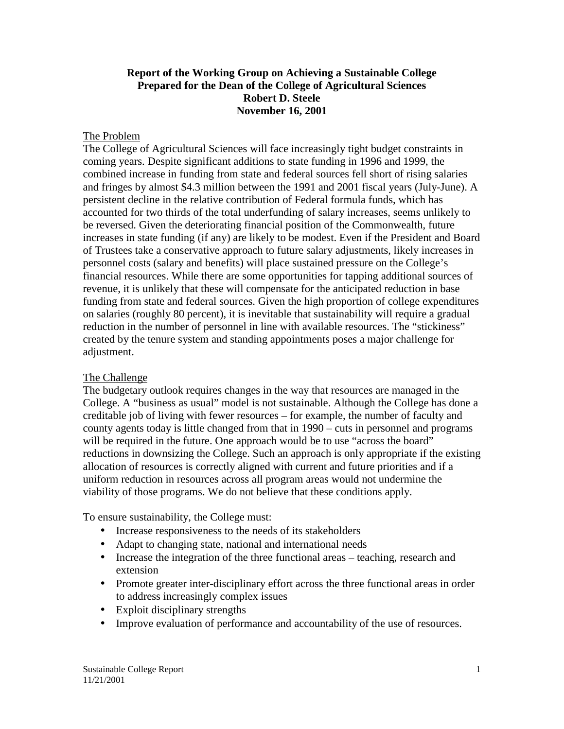**Report of the Working Group on Achieving a Sustainable College**
**Prepared for the Dean of the College of Agricultural Sciences**
**Robert D. Steele**
**November 16, 2001**

## The Problem

The College of Agricultural Sciences will face increasingly tight budget constraints in coming years. Despite significant additions to state funding in 1996 and 1999, the combined increase in funding from state and federal sources fell short of rising salaries and fringes by almost $4.3 million between the 1991 and 2001 fiscal years (July-June). A persistent decline in the relative contribution of Federal formula funds, which has accounted for two thirds of the total underfunding of salary increases, seems unlikely to be reversed. Given the deteriorating financial position of the Commonwealth, future increases in state funding (if any) are likely to be modest. Even if the President and Board of Trustees take a conservative approach to future salary adjustments, likely increases in personnel costs (salary and benefits) will place sustained pressure on the College's financial resources. While there are some opportunities for tapping additional sources of revenue, it is unlikely that these will compensate for the anticipated reduction in base funding from state and federal sources. Given the high proportion of college expenditures on salaries (roughly 80 percent), it is inevitable that sustainability will require a gradual reduction in the number of personnel in line with available resources. The "stickiness" created by the tenure system and standing appointments poses a major challenge for adjustment.

## The Challenge

The budgetary outlook requires changes in the way that resources are managed in the College. A "business as usual" model is not sustainable. Although the College has done a creditable job of living with fewer resources – for example, the number of faculty and county agents today is little changed from that in 1990 – cuts in personnel and programs will be required in the future. One approach would be to use "across the board" reductions in downsizing the College. Such an approach is only appropriate if the existing allocation of resources is correctly aligned with current and future priorities and if a uniform reduction in resources across all program areas would not undermine the viability of those programs. We do not believe that these conditions apply.

To ensure sustainability, the College must:

- Increase responsiveness to the needs of its stakeholders
- Adapt to changing state, national and international needs
- Increase the integration of the three functional areas – teaching, research and extension
- Promote greater inter-disciplinary effort across the three functional areas in order to address increasingly complex issues
- Exploit disciplinary strengths
- Improve evaluation of performance and accountability of the use of resources.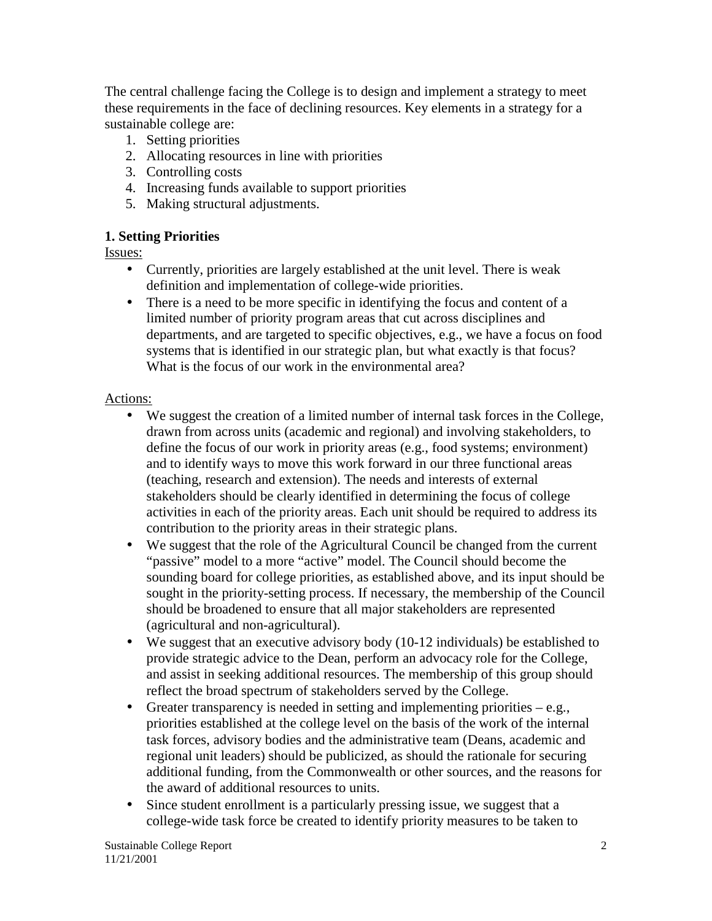The central challenge facing the College is to design and implement a strategy to meet these requirements in the face of declining resources. Key elements in a strategy for a sustainable college are:

1. Setting priorities
2. Allocating resources in line with priorities
3. Controlling costs
4. Increasing funds available to support priorities
5. Making structural adjustments.

**1. Setting Priorities**

Issues:

- Currently, priorities are largely established at the unit level. There is weak definition and implementation of college-wide priorities.
- There is a need to be more specific in identifying the focus and content of a limited number of priority program areas that cut across disciplines and departments, and are targeted to specific objectives, e.g., we have a focus on food systems that is identified in our strategic plan, but what exactly is that focus? What is the focus of our work in the environmental area?

Actions:

- We suggest the creation of a limited number of internal task forces in the College, drawn from across units (academic and regional) and involving stakeholders, to define the focus of our work in priority areas (e.g., food systems; environment) and to identify ways to move this work forward in our three functional areas (teaching, research and extension). The needs and interests of external stakeholders should be clearly identified in determining the focus of college activities in each of the priority areas. Each unit should be required to address its contribution to the priority areas in their strategic plans.
- We suggest that the role of the Agricultural Council be changed from the current "passive" model to a more "active" model. The Council should become the sounding board for college priorities, as established above, and its input should be sought in the priority-setting process. If necessary, the membership of the Council should be broadened to ensure that all major stakeholders are represented (agricultural and non-agricultural).
- We suggest that an executive advisory body (10-12 individuals) be established to provide strategic advice to the Dean, perform an advocacy role for the College, and assist in seeking additional resources. The membership of this group should reflect the broad spectrum of stakeholders served by the College.
- Greater transparency is needed in setting and implementing priorities – e.g., priorities established at the college level on the basis of the work of the internal task forces, advisory bodies and the administrative team (Deans, academic and regional unit leaders) should be publicized, as should the rationale for securing additional funding, from the Commonwealth or other sources, and the reasons for the award of additional resources to units.
- Since student enrollment is a particularly pressing issue, we suggest that a college-wide task force be created to identify priority measures to be taken to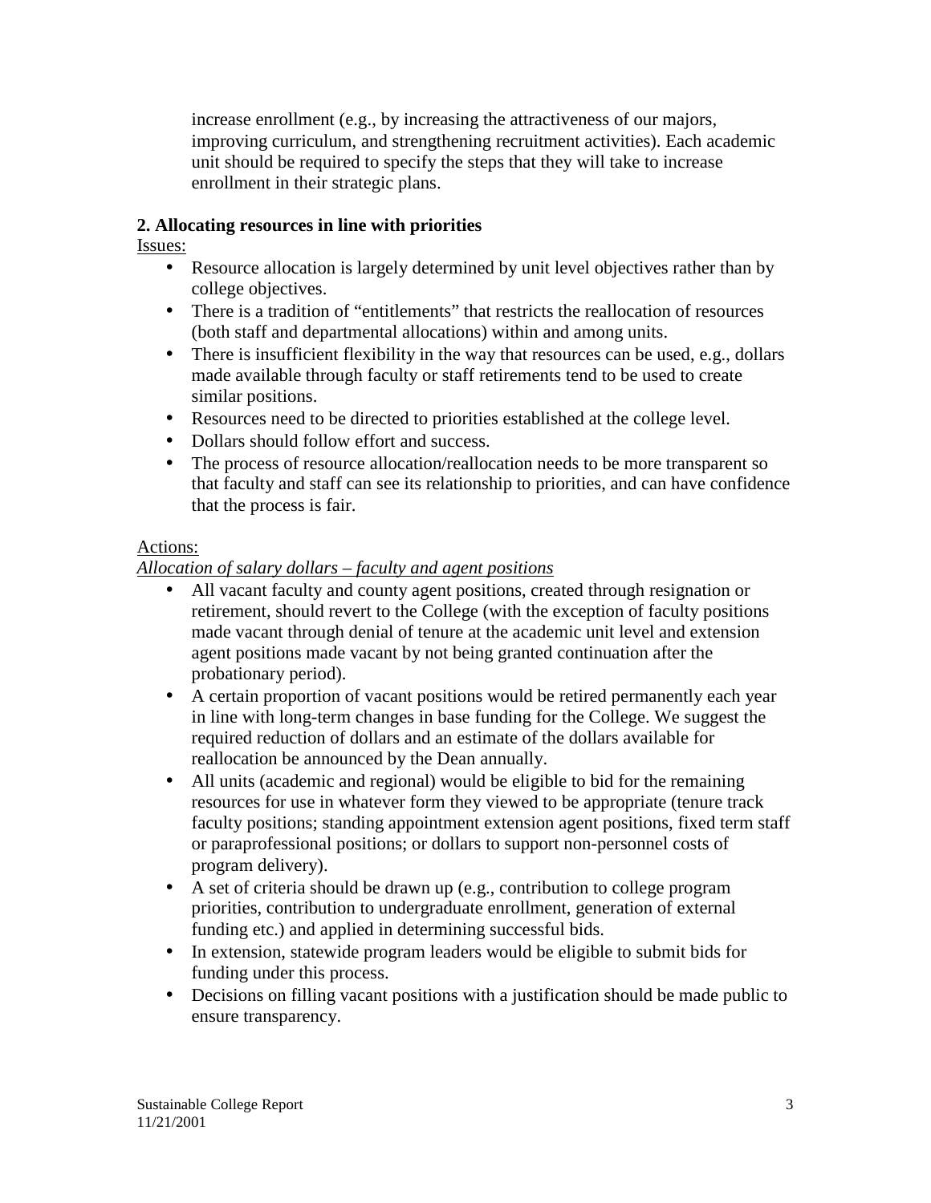increase enrollment (e.g., by increasing the attractiveness of our majors, improving curriculum, and strengthening recruitment activities). Each academic unit should be required to specify the steps that they will take to increase enrollment in their strategic plans.

**2. Allocating resources in line with priorities**

Issues:

- Resource allocation is largely determined by unit level objectives rather than by college objectives.
- There is a tradition of "entitlements" that restricts the reallocation of resources (both staff and departmental allocations) within and among units.
- There is insufficient flexibility in the way that resources can be used, e.g., dollars made available through faculty or staff retirements tend to be used to create similar positions.
- Resources need to be directed to priorities established at the college level.
- Dollars should follow effort and success.
- The process of resource allocation/reallocation needs to be more transparent so that faculty and staff can see its relationship to priorities, and can have confidence that the process is fair.

Actions:

*Allocation of salary dollars – faculty and agent positions*

- All vacant faculty and county agent positions, created through resignation or retirement, should revert to the College (with the exception of faculty positions made vacant through denial of tenure at the academic unit level and extension agent positions made vacant by not being granted continuation after the probationary period).
- A certain proportion of vacant positions would be retired permanently each year in line with long-term changes in base funding for the College. We suggest the required reduction of dollars and an estimate of the dollars available for reallocation be announced by the Dean annually.
- All units (academic and regional) would be eligible to bid for the remaining resources for use in whatever form they viewed to be appropriate (tenure track faculty positions; standing appointment extension agent positions, fixed term staff or paraprofessional positions; or dollars to support non-personnel costs of program delivery).
- A set of criteria should be drawn up (e.g., contribution to college program priorities, contribution to undergraduate enrollment, generation of external funding etc.) and applied in determining successful bids.
- In extension, statewide program leaders would be eligible to submit bids for funding under this process.
- Decisions on filling vacant positions with a justification should be made public to ensure transparency.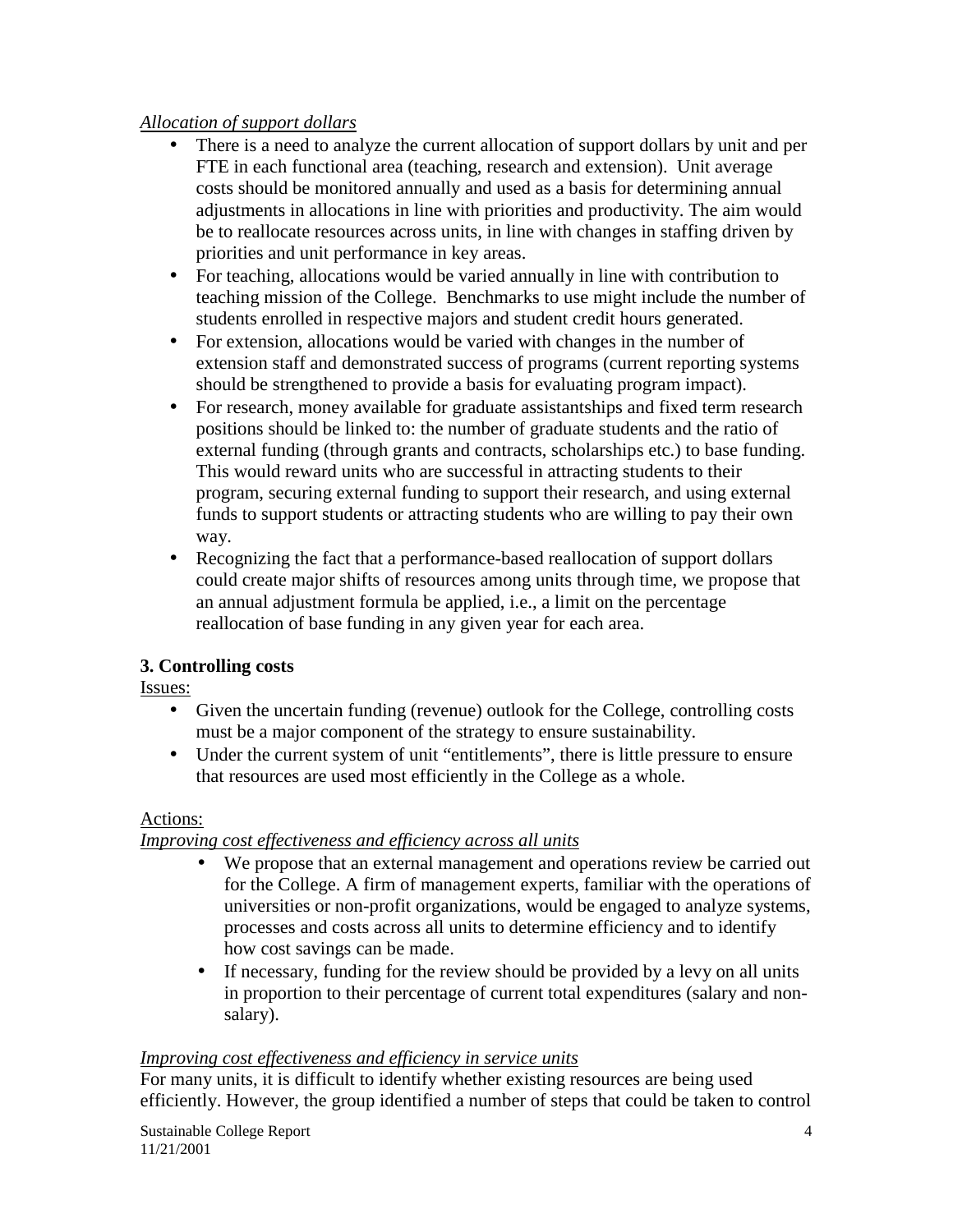*Allocation of support dollars*

- There is a need to analyze the current allocation of support dollars by unit and per FTE in each functional area (teaching, research and extension). Unit average costs should be monitored annually and used as a basis for determining annual adjustments in allocations in line with priorities and productivity. The aim would be to reallocate resources across units, in line with changes in staffing driven by priorities and unit performance in key areas.
- For teaching, allocations would be varied annually in line with contribution to teaching mission of the College. Benchmarks to use might include the number of students enrolled in respective majors and student credit hours generated.
- For extension, allocations would be varied with changes in the number of extension staff and demonstrated success of programs (current reporting systems should be strengthened to provide a basis for evaluating program impact).
- For research, money available for graduate assistantships and fixed term research positions should be linked to: the number of graduate students and the ratio of external funding (through grants and contracts, scholarships etc.) to base funding. This would reward units who are successful in attracting students to their program, securing external funding to support their research, and using external funds to support students or attracting students who are willing to pay their own way.
- Recognizing the fact that a performance-based reallocation of support dollars could create major shifts of resources among units through time, we propose that an annual adjustment formula be applied, i.e., a limit on the percentage reallocation of base funding in any given year for each area.

**3. Controlling costs**

Issues:

- Given the uncertain funding (revenue) outlook for the College, controlling costs must be a major component of the strategy to ensure sustainability.
- Under the current system of unit "entitlements", there is little pressure to ensure that resources are used most efficiently in the College as a whole.

Actions:

*Improving cost effectiveness and efficiency across all units*

- We propose that an external management and operations review be carried out for the College. A firm of management experts, familiar with the operations of universities or non-profit organizations, would be engaged to analyze systems, processes and costs across all units to determine efficiency and to identify how cost savings can be made.
- If necessary, funding for the review should be provided by a levy on all units in proportion to their percentage of current total expenditures (salary and non-salary).

*Improving cost effectiveness and efficiency in service units*

For many units, it is difficult to identify whether existing resources are being used efficiently. However, the group identified a number of steps that could be taken to control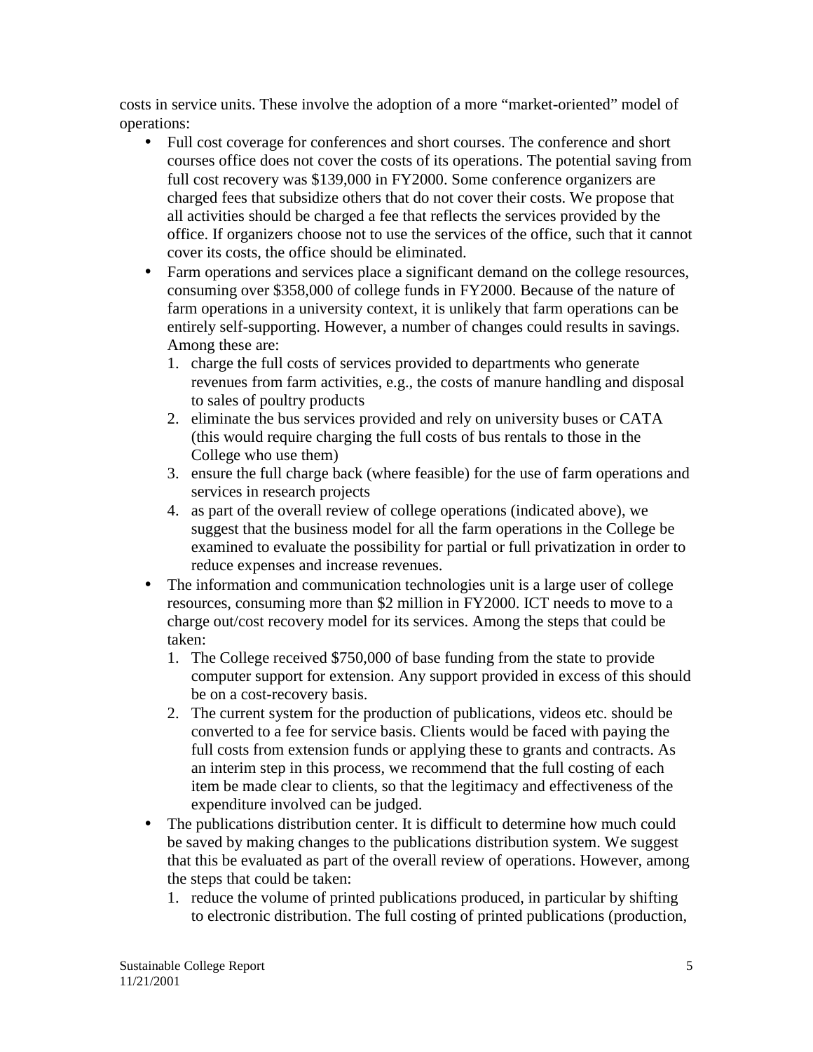costs in service units. These involve the adoption of a more "market-oriented" model of operations:

- Full cost coverage for conferences and short courses. The conference and short courses office does not cover the costs of its operations. The potential saving from full cost recovery was $139,000 in FY2000. Some conference organizers are charged fees that subsidize others that do not cover their costs. We propose that all activities should be charged a fee that reflects the services provided by the office. If organizers choose not to use the services of the office, such that it cannot cover its costs, the office should be eliminated.
- Farm operations and services place a significant demand on the college resources, consuming over $358,000 of college funds in FY2000. Because of the nature of farm operations in a university context, it is unlikely that farm operations can be entirely self-supporting. However, a number of changes could results in savings. Among these are:
  1. charge the full costs of services provided to departments who generate revenues from farm activities, e.g., the costs of manure handling and disposal to sales of poultry products
  2. eliminate the bus services provided and rely on university buses or CATA (this would require charging the full costs of bus rentals to those in the College who use them)
  3. ensure the full charge back (where feasible) for the use of farm operations and services in research projects
  4. as part of the overall review of college operations (indicated above), we suggest that the business model for all the farm operations in the College be examined to evaluate the possibility for partial or full privatization in order to reduce expenses and increase revenues.
- The information and communication technologies unit is a large user of college resources, consuming more than $2 million in FY2000. ICT needs to move to a charge out/cost recovery model for its services. Among the steps that could be taken:
  1. The College received $750,000 of base funding from the state to provide computer support for extension. Any support provided in excess of this should be on a cost-recovery basis.
  2. The current system for the production of publications, videos etc. should be converted to a fee for service basis. Clients would be faced with paying the full costs from extension funds or applying these to grants and contracts. As an interim step in this process, we recommend that the full costing of each item be made clear to clients, so that the legitimacy and effectiveness of the expenditure involved can be judged.
- The publications distribution center. It is difficult to determine how much could be saved by making changes to the publications distribution system. We suggest that this be evaluated as part of the overall review of operations. However, among the steps that could be taken:
  1. reduce the volume of printed publications produced, in particular by shifting to electronic distribution. The full costing of printed publications (production,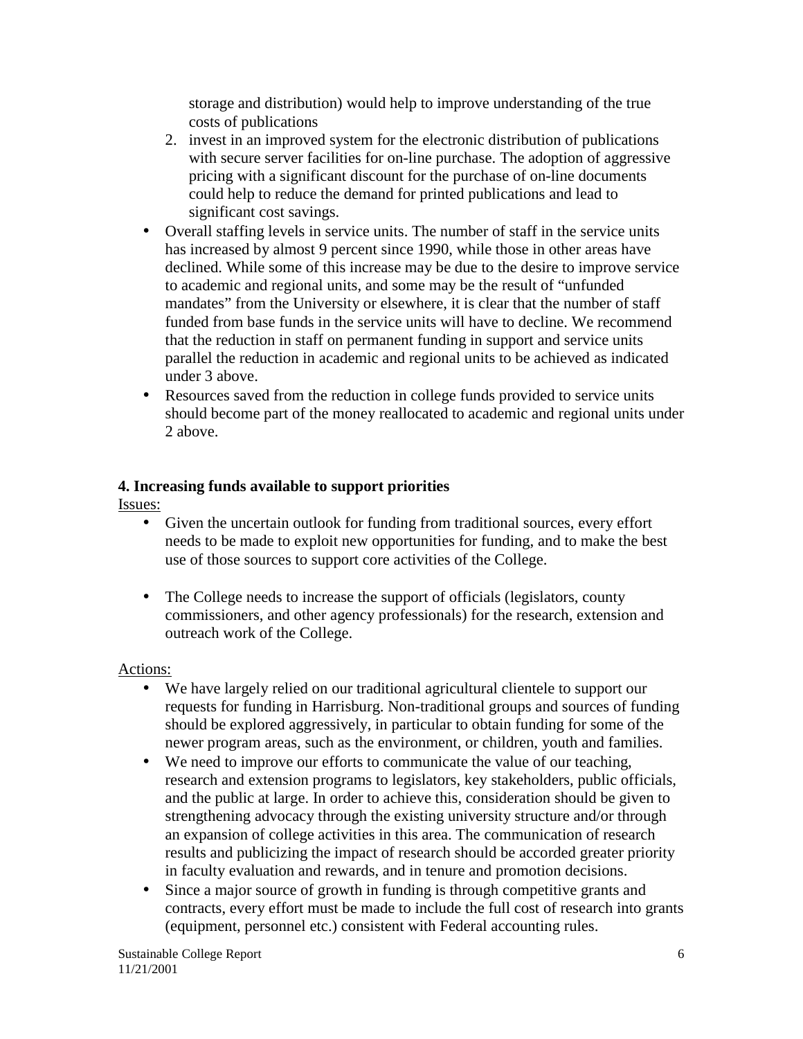storage and distribution) would help to improve understanding of the true costs of publications

2. invest in an improved system for the electronic distribution of publications with secure server facilities for on-line purchase. The adoption of aggressive pricing with a significant discount for the purchase of on-line documents could help to reduce the demand for printed publications and lead to significant cost savings.

- Overall staffing levels in service units. The number of staff in the service units has increased by almost 9 percent since 1990, while those in other areas have declined. While some of this increase may be due to the desire to improve service to academic and regional units, and some may be the result of "unfunded mandates" from the University or elsewhere, it is clear that the number of staff funded from base funds in the service units will have to decline. We recommend that the reduction in staff on permanent funding in support and service units parallel the reduction in academic and regional units to be achieved as indicated under 3 above.
- Resources saved from the reduction in college funds provided to service units should become part of the money reallocated to academic and regional units under 2 above.

**4. Increasing funds available to support priorities**

Issues:

- Given the uncertain outlook for funding from traditional sources, every effort needs to be made to exploit new opportunities for funding, and to make the best use of those sources to support core activities of the College.
- The College needs to increase the support of officials (legislators, county commissioners, and other agency professionals) for the research, extension and outreach work of the College.

Actions:

- We have largely relied on our traditional agricultural clientele to support our requests for funding in Harrisburg. Non-traditional groups and sources of funding should be explored aggressively, in particular to obtain funding for some of the newer program areas, such as the environment, or children, youth and families.
- We need to improve our efforts to communicate the value of our teaching, research and extension programs to legislators, key stakeholders, public officials, and the public at large. In order to achieve this, consideration should be given to strengthening advocacy through the existing university structure and/or through an expansion of college activities in this area. The communication of research results and publicizing the impact of research should be accorded greater priority in faculty evaluation and rewards, and in tenure and promotion decisions.
- Since a major source of growth in funding is through competitive grants and contracts, every effort must be made to include the full cost of research into grants (equipment, personnel etc.) consistent with Federal accounting rules.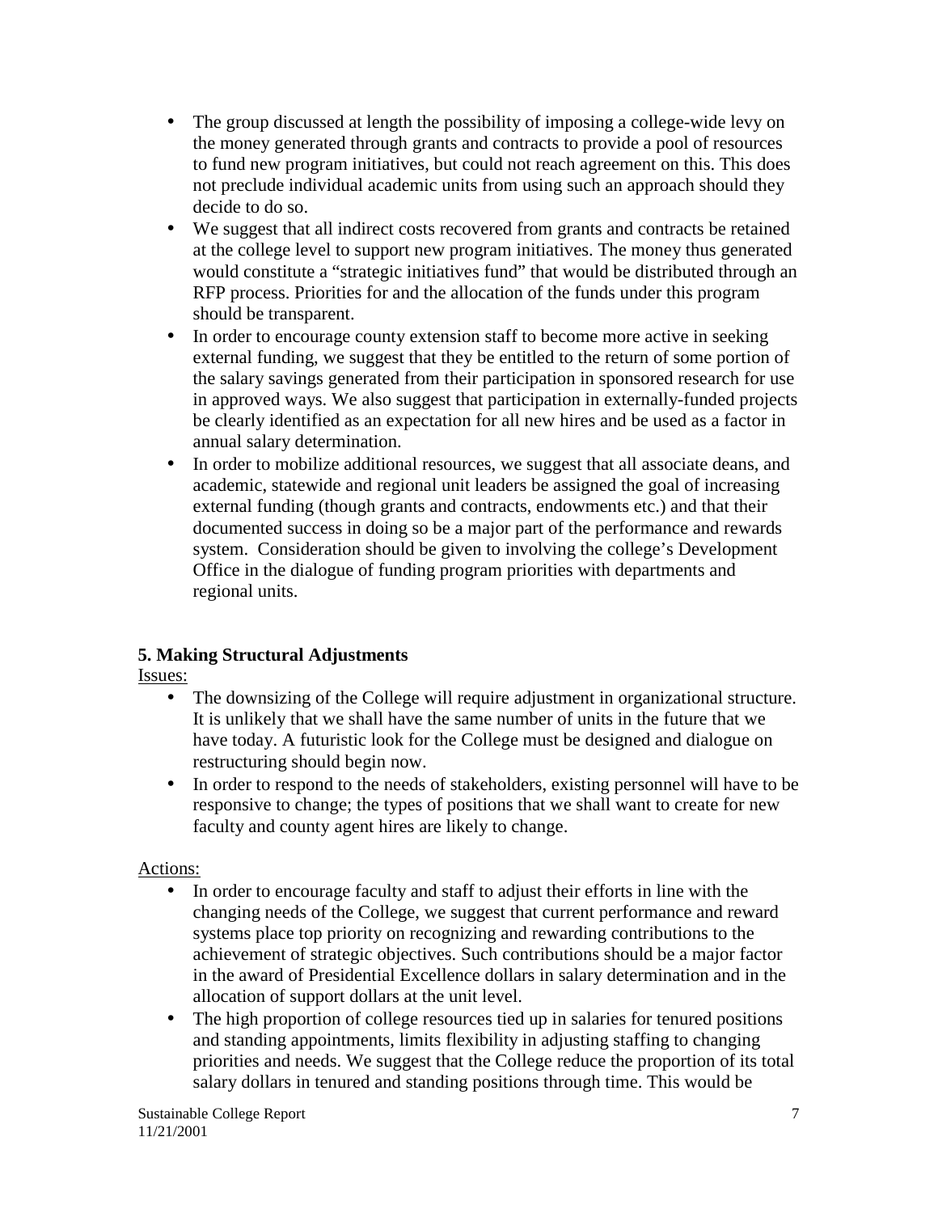- The group discussed at length the possibility of imposing a college-wide levy on the money generated through grants and contracts to provide a pool of resources to fund new program initiatives, but could not reach agreement on this. This does not preclude individual academic units from using such an approach should they decide to do so.
- We suggest that all indirect costs recovered from grants and contracts be retained at the college level to support new program initiatives. The money thus generated would constitute a "strategic initiatives fund" that would be distributed through an RFP process. Priorities for and the allocation of the funds under this program should be transparent.
- In order to encourage county extension staff to become more active in seeking external funding, we suggest that they be entitled to the return of some portion of the salary savings generated from their participation in sponsored research for use in approved ways. We also suggest that participation in externally-funded projects be clearly identified as an expectation for all new hires and be used as a factor in annual salary determination.
- In order to mobilize additional resources, we suggest that all associate deans, and academic, statewide and regional unit leaders be assigned the goal of increasing external funding (though grants and contracts, endowments etc.) and that their documented success in doing so be a major part of the performance and rewards system. Consideration should be given to involving the college's Development Office in the dialogue of funding program priorities with departments and regional units.

### 5. Making Structural Adjustments

Issues:

- The downsizing of the College will require adjustment in organizational structure. It is unlikely that we shall have the same number of units in the future that we have today. A futuristic look for the College must be designed and dialogue on restructuring should begin now.
- In order to respond to the needs of stakeholders, existing personnel will have to be responsive to change; the types of positions that we shall want to create for new faculty and county agent hires are likely to change.

Actions:

- In order to encourage faculty and staff to adjust their efforts in line with the changing needs of the College, we suggest that current performance and reward systems place top priority on recognizing and rewarding contributions to the achievement of strategic objectives. Such contributions should be a major factor in the award of Presidential Excellence dollars in salary determination and in the allocation of support dollars at the unit level.
- The high proportion of college resources tied up in salaries for tenured positions and standing appointments, limits flexibility in adjusting staffing to changing priorities and needs. We suggest that the College reduce the proportion of its total salary dollars in tenured and standing positions through time. This would be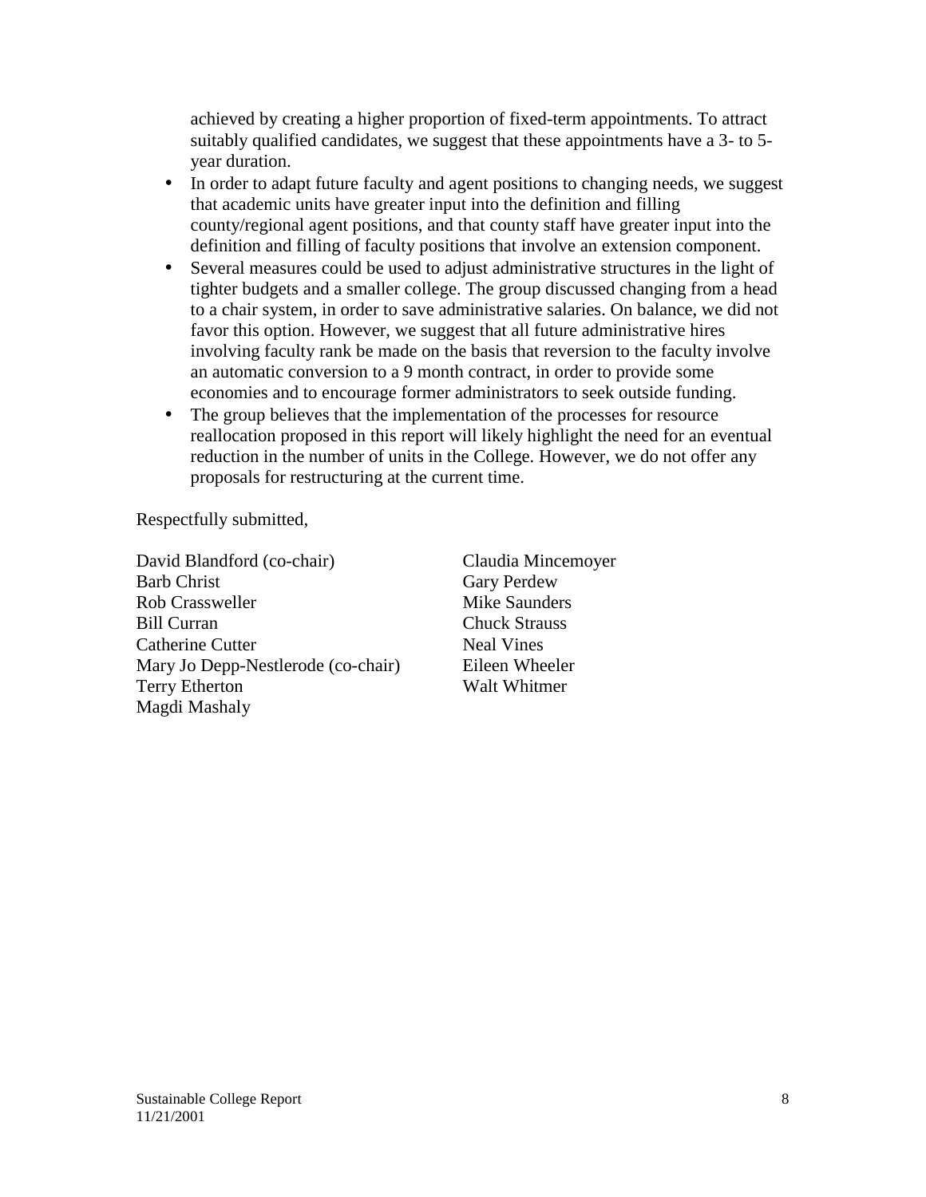achieved by creating a higher proportion of fixed-term appointments. To attract suitably qualified candidates, we suggest that these appointments have a 3- to 5-year duration.

- In order to adapt future faculty and agent positions to changing needs, we suggest that academic units have greater input into the definition and filling county/regional agent positions, and that county staff have greater input into the definition and filling of faculty positions that involve an extension component.
- Several measures could be used to adjust administrative structures in the light of tighter budgets and a smaller college. The group discussed changing from a head to a chair system, in order to save administrative salaries. On balance, we did not favor this option. However, we suggest that all future administrative hires involving faculty rank be made on the basis that reversion to the faculty involve an automatic conversion to a 9 month contract, in order to provide some economies and to encourage former administrators to seek outside funding.
- The group believes that the implementation of the processes for resource reallocation proposed in this report will likely highlight the need for an eventual reduction in the number of units in the College. However, we do not offer any proposals for restructuring at the current time.

Respectfully submitted,

David Blandford (co-chair)
Barb Christ
Rob Crassweller
Bill Curran
Catherine Cutter
Mary Jo Depp-Nestlerode (co-chair)
Terry Etherton
Magdi Mashaly
Claudia Mincemoyer
Gary Perdew
Mike Saunders
Chuck Strauss
Neal Vines
Eileen Wheeler
Walt Whitmer